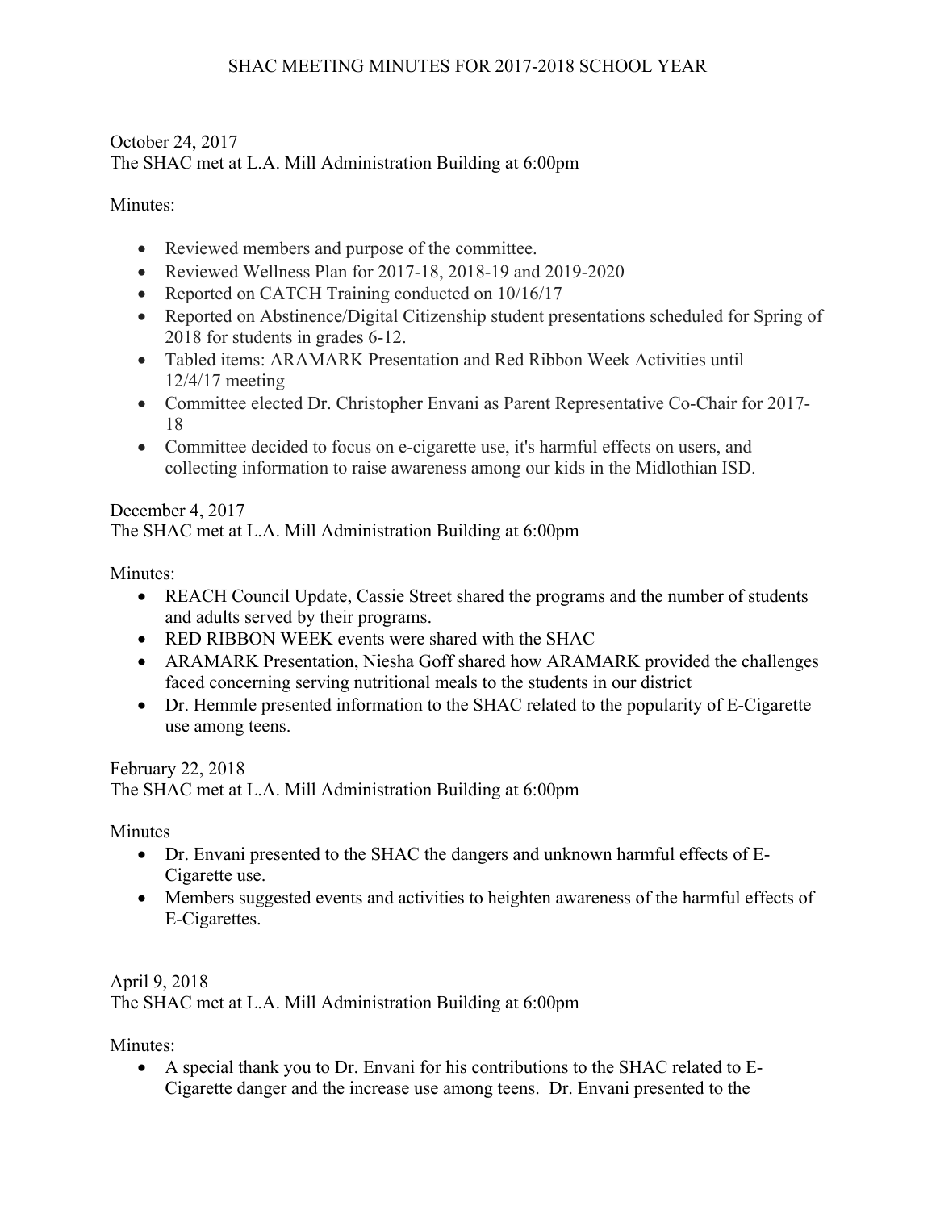# SHAC MEETING MINUTES FOR 2017-2018 SCHOOL YEAR

October 24, 2017
The SHAC met at L.A. Mill Administration Building at 6:00pm

Minutes:

- Reviewed members and purpose of the committee.
- Reviewed Wellness Plan for 2017-18, 2018-19 and 2019-2020
- Reported on CATCH Training conducted on 10/16/17
- Reported on Abstinence/Digital Citizenship student presentations scheduled for Spring of 2018 for students in grades 6-12.
- Tabled items: ARAMARK Presentation and Red Ribbon Week Activities until 12/4/17 meeting
- Committee elected Dr. Christopher Envani as Parent Representative Co-Chair for 2017-18
- Committee decided to focus on e-cigarette use, it's harmful effects on users, and collecting information to raise awareness among our kids in the Midlothian ISD.

December 4, 2017
The SHAC met at L.A. Mill Administration Building at 6:00pm

Minutes:

- REACH Council Update, Cassie Street shared the programs and the number of students and adults served by their programs.
- RED RIBBON WEEK events were shared with the SHAC
- ARAMARK Presentation, Niesha Goff shared how ARAMARK provided the challenges faced concerning serving nutritional meals to the students in our district
- Dr. Hemmle presented information to the SHAC related to the popularity of E-Cigarette use among teens.

February 22, 2018
The SHAC met at L.A. Mill Administration Building at 6:00pm

Minutes

- Dr. Envani presented to the SHAC the dangers and unknown harmful effects of E-Cigarette use.
- Members suggested events and activities to heighten awareness of the harmful effects of E-Cigarettes.

April 9, 2018
The SHAC met at L.A. Mill Administration Building at 6:00pm

Minutes:

- A special thank you to Dr. Envani for his contributions to the SHAC related to E-Cigarette danger and the increase use among teens. Dr. Envani presented to the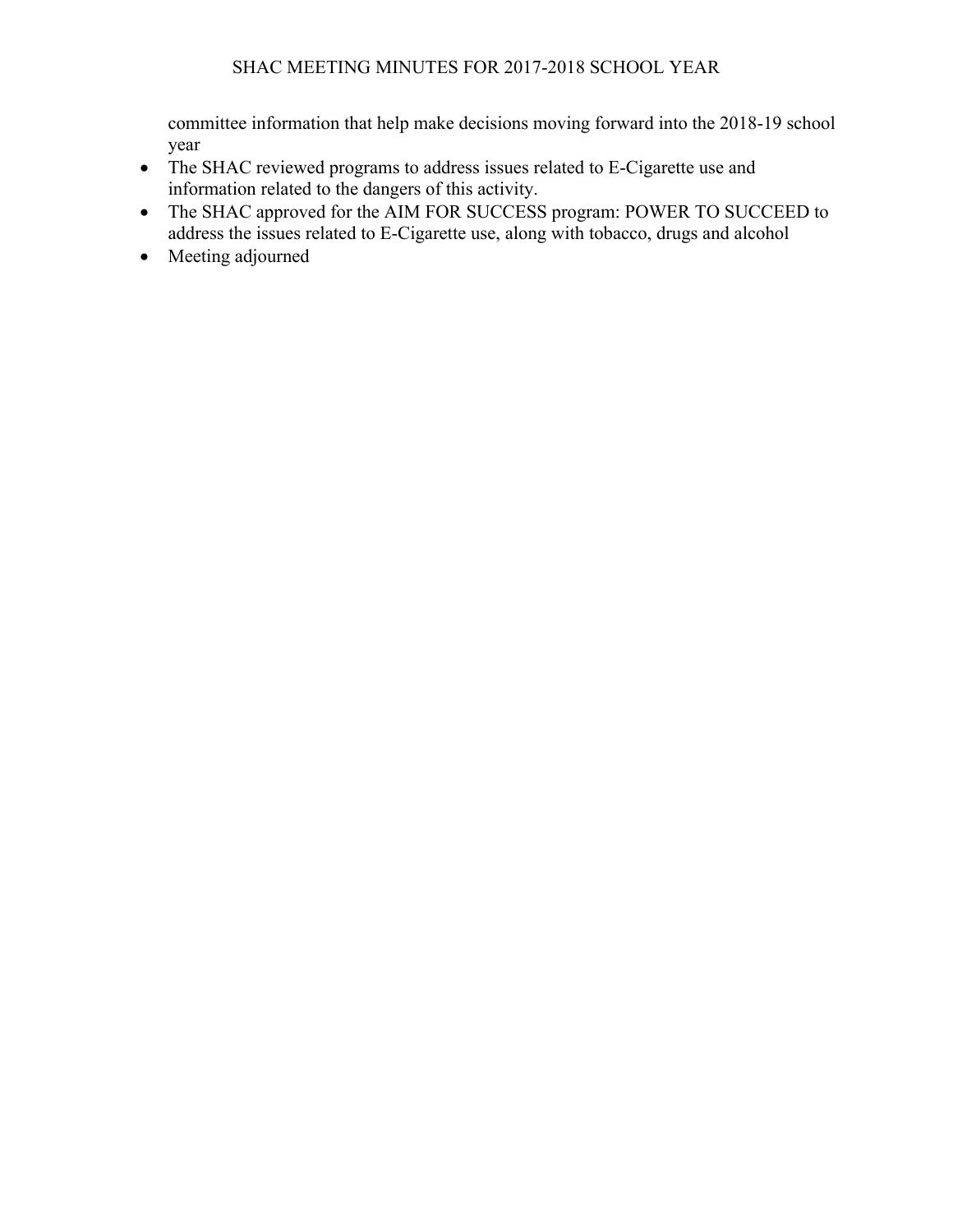committee information that help make decisions moving forward into the 2018-19 school year

- The SHAC reviewed programs to address issues related to E-Cigarette use and information related to the dangers of this activity.
- The SHAC approved for the AIM FOR SUCCESS program: POWER TO SUCCEED to address the issues related to E-Cigarette use, along with tobacco, drugs and alcohol
- Meeting adjourned